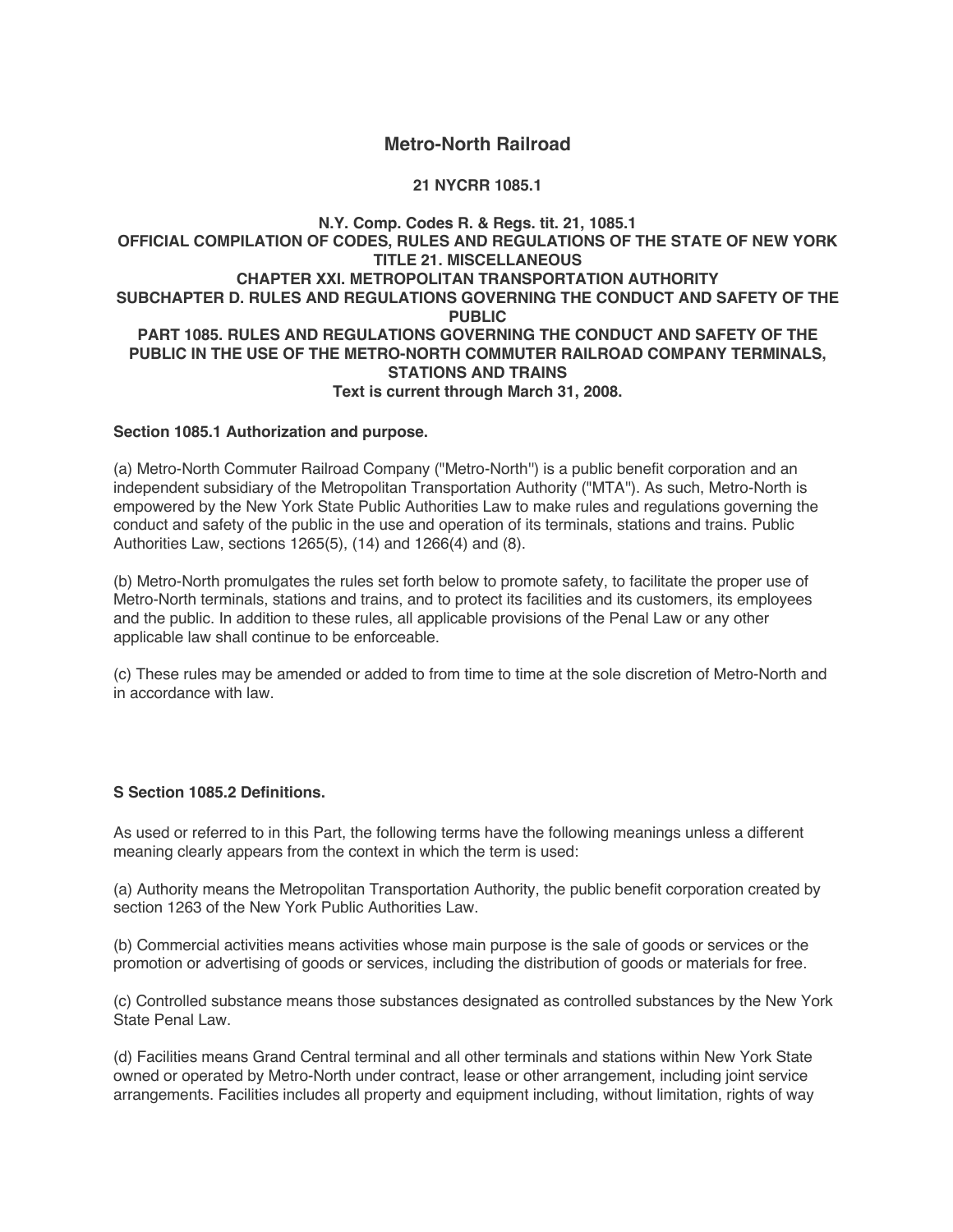# Metro-North Railroad

**21 NYCRR 1085.1**

**N.Y. Comp. Codes R. & Regs. tit. 21, 1085.1**
**OFFICIAL COMPILATION OF CODES, RULES AND REGULATIONS OF THE STATE OF NEW YORK**
**TITLE 21. MISCELLANEOUS**
**CHAPTER XXI. METROPOLITAN TRANSPORTATION AUTHORITY**
**SUBCHAPTER D. RULES AND REGULATIONS GOVERNING THE CONDUCT AND SAFETY OF THE PUBLIC**
**PART 1085. RULES AND REGULATIONS GOVERNING THE CONDUCT AND SAFETY OF THE PUBLIC IN THE USE OF THE METRO-NORTH COMMUTER RAILROAD COMPANY TERMINALS, STATIONS AND TRAINS**
**Text is current through March 31, 2008.**

**Section 1085.1 Authorization and purpose.**

(a) Metro-North Commuter Railroad Company ("Metro-North") is a public benefit corporation and an independent subsidiary of the Metropolitan Transportation Authority ("MTA"). As such, Metro-North is empowered by the New York State Public Authorities Law to make rules and regulations governing the conduct and safety of the public in the use and operation of its terminals, stations and trains. Public Authorities Law, sections 1265(5), (14) and 1266(4) and (8).

(b) Metro-North promulgates the rules set forth below to promote safety, to facilitate the proper use of Metro-North terminals, stations and trains, and to protect its facilities and its customers, its employees and the public. In addition to these rules, all applicable provisions of the Penal Law or any other applicable law shall continue to be enforceable.

(c) These rules may be amended or added to from time to time at the sole discretion of Metro-North and in accordance with law.

**S Section 1085.2 Definitions.**

As used or referred to in this Part, the following terms have the following meanings unless a different meaning clearly appears from the context in which the term is used:

(a) Authority means the Metropolitan Transportation Authority, the public benefit corporation created by section 1263 of the New York Public Authorities Law.

(b) Commercial activities means activities whose main purpose is the sale of goods or services or the promotion or advertising of goods or services, including the distribution of goods or materials for free.

(c) Controlled substance means those substances designated as controlled substances by the New York State Penal Law.

(d) Facilities means Grand Central terminal and all other terminals and stations within New York State owned or operated by Metro-North under contract, lease or other arrangement, including joint service arrangements. Facilities includes all property and equipment including, without limitation, rights of way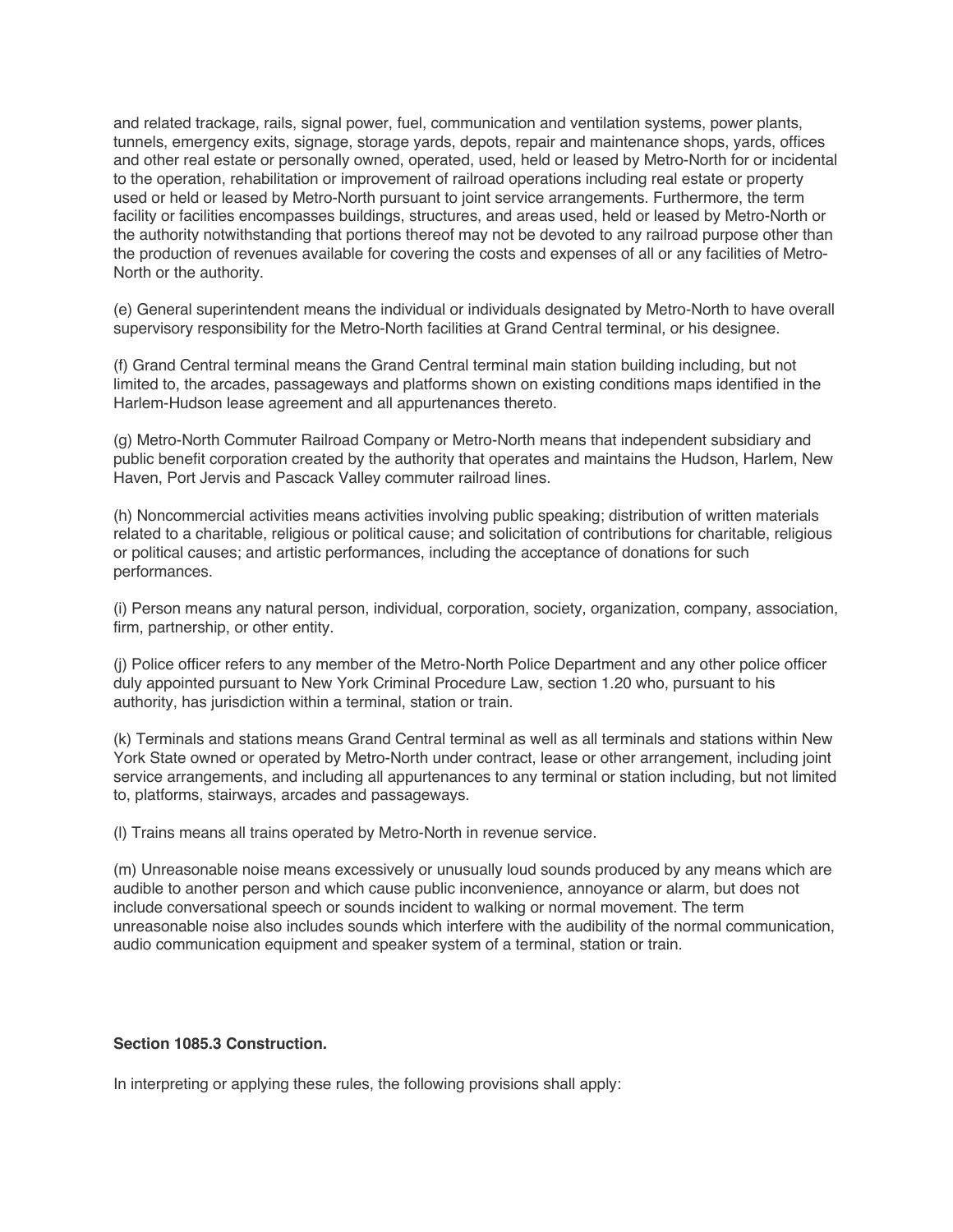and related trackage, rails, signal power, fuel, communication and ventilation systems, power plants, tunnels, emergency exits, signage, storage yards, depots, repair and maintenance shops, yards, offices and other real estate or personally owned, operated, used, held or leased by Metro-North for or incidental to the operation, rehabilitation or improvement of railroad operations including real estate or property used or held or leased by Metro-North pursuant to joint service arrangements. Furthermore, the term facility or facilities encompasses buildings, structures, and areas used, held or leased by Metro-North or the authority notwithstanding that portions thereof may not be devoted to any railroad purpose other than the production of revenues available for covering the costs and expenses of all or any facilities of Metro-North or the authority.

(e) General superintendent means the individual or individuals designated by Metro-North to have overall supervisory responsibility for the Metro-North facilities at Grand Central terminal, or his designee.

(f) Grand Central terminal means the Grand Central terminal main station building including, but not limited to, the arcades, passageways and platforms shown on existing conditions maps identified in the Harlem-Hudson lease agreement and all appurtenances thereto.

(g) Metro-North Commuter Railroad Company or Metro-North means that independent subsidiary and public benefit corporation created by the authority that operates and maintains the Hudson, Harlem, New Haven, Port Jervis and Pascack Valley commuter railroad lines.

(h) Noncommercial activities means activities involving public speaking; distribution of written materials related to a charitable, religious or political cause; and solicitation of contributions for charitable, religious or political causes; and artistic performances, including the acceptance of donations for such performances.

(i) Person means any natural person, individual, corporation, society, organization, company, association, firm, partnership, or other entity.

(j) Police officer refers to any member of the Metro-North Police Department and any other police officer duly appointed pursuant to New York Criminal Procedure Law, section 1.20 who, pursuant to his authority, has jurisdiction within a terminal, station or train.

(k) Terminals and stations means Grand Central terminal as well as all terminals and stations within New York State owned or operated by Metro-North under contract, lease or other arrangement, including joint service arrangements, and including all appurtenances to any terminal or station including, but not limited to, platforms, stairways, arcades and passageways.

(l) Trains means all trains operated by Metro-North in revenue service.

(m) Unreasonable noise means excessively or unusually loud sounds produced by any means which are audible to another person and which cause public inconvenience, annoyance or alarm, but does not include conversational speech or sounds incident to walking or normal movement. The term unreasonable noise also includes sounds which interfere with the audibility of the normal communication, audio communication equipment and speaker system of a terminal, station or train.

**Section 1085.3 Construction.**

In interpreting or applying these rules, the following provisions shall apply: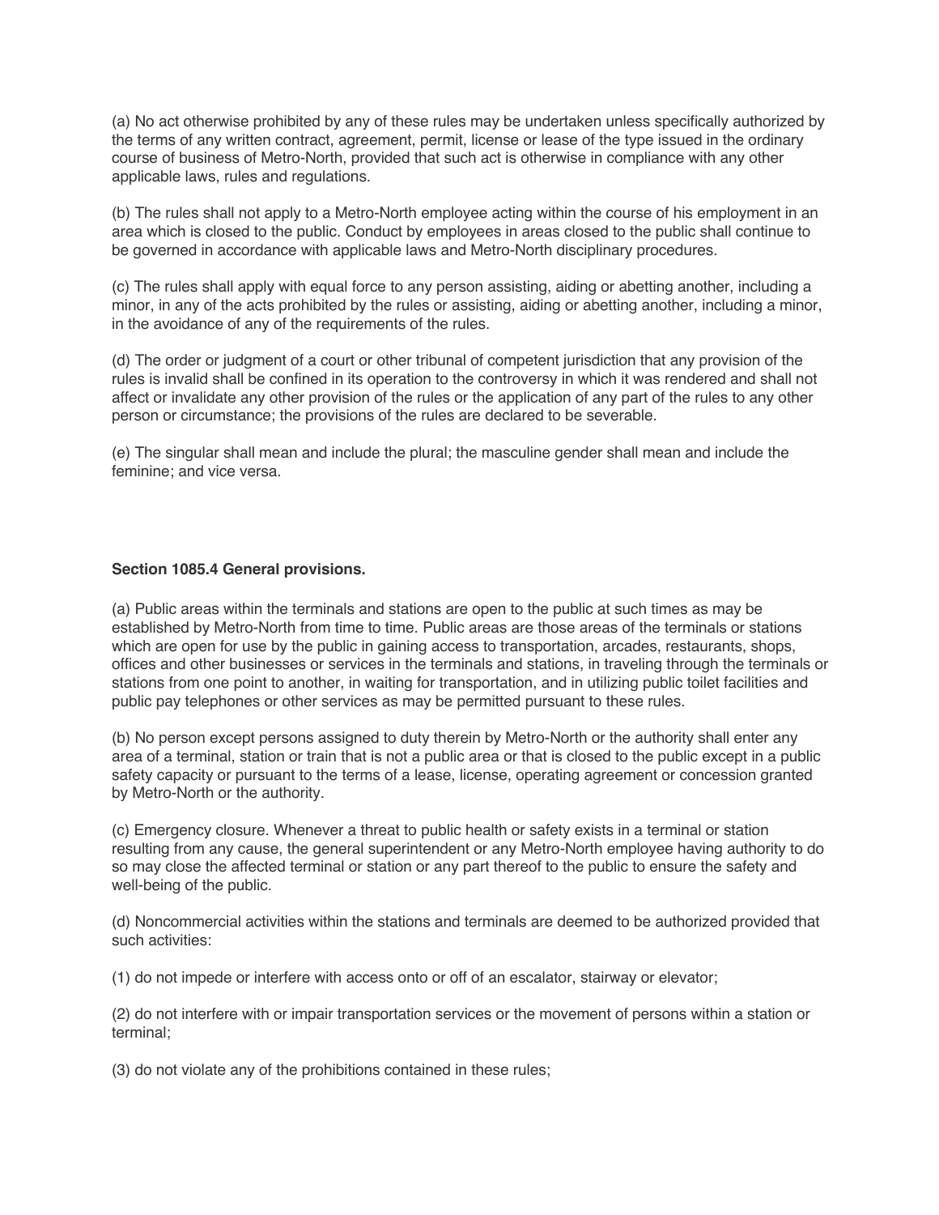(a) No act otherwise prohibited by any of these rules may be undertaken unless specifically authorized by the terms of any written contract, agreement, permit, license or lease of the type issued in the ordinary course of business of Metro-North, provided that such act is otherwise in compliance with any other applicable laws, rules and regulations.

(b) The rules shall not apply to a Metro-North employee acting within the course of his employment in an area which is closed to the public. Conduct by employees in areas closed to the public shall continue to be governed in accordance with applicable laws and Metro-North disciplinary procedures.

(c) The rules shall apply with equal force to any person assisting, aiding or abetting another, including a minor, in any of the acts prohibited by the rules or assisting, aiding or abetting another, including a minor, in the avoidance of any of the requirements of the rules.

(d) The order or judgment of a court or other tribunal of competent jurisdiction that any provision of the rules is invalid shall be confined in its operation to the controversy in which it was rendered and shall not affect or invalidate any other provision of the rules or the application of any part of the rules to any other person or circumstance; the provisions of the rules are declared to be severable.

(e) The singular shall mean and include the plural; the masculine gender shall mean and include the feminine; and vice versa.

**Section 1085.4 General provisions.**

(a) Public areas within the terminals and stations are open to the public at such times as may be established by Metro-North from time to time. Public areas are those areas of the terminals or stations which are open for use by the public in gaining access to transportation, arcades, restaurants, shops, offices and other businesses or services in the terminals and stations, in traveling through the terminals or stations from one point to another, in waiting for transportation, and in utilizing public toilet facilities and public pay telephones or other services as may be permitted pursuant to these rules.

(b) No person except persons assigned to duty therein by Metro-North or the authority shall enter any area of a terminal, station or train that is not a public area or that is closed to the public except in a public safety capacity or pursuant to the terms of a lease, license, operating agreement or concession granted by Metro-North or the authority.

(c) Emergency closure. Whenever a threat to public health or safety exists in a terminal or station resulting from any cause, the general superintendent or any Metro-North employee having authority to do so may close the affected terminal or station or any part thereof to the public to ensure the safety and well-being of the public.

(d) Noncommercial activities within the stations and terminals are deemed to be authorized provided that such activities:

(1) do not impede or interfere with access onto or off of an escalator, stairway or elevator;

(2) do not interfere with or impair transportation services or the movement of persons within a station or terminal;

(3) do not violate any of the prohibitions contained in these rules;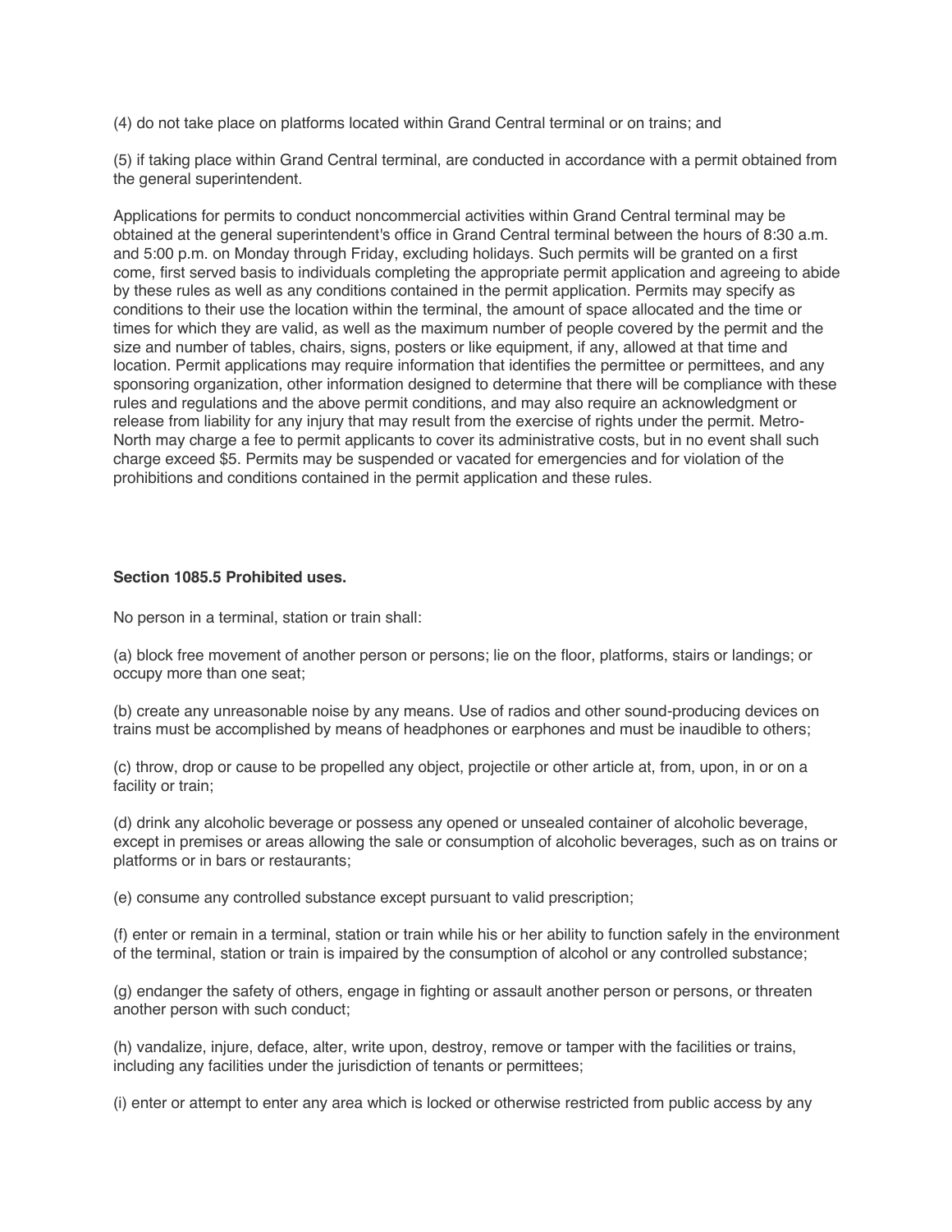(4) do not take place on platforms located within Grand Central terminal or on trains; and

(5) if taking place within Grand Central terminal, are conducted in accordance with a permit obtained from the general superintendent.

Applications for permits to conduct noncommercial activities within Grand Central terminal may be obtained at the general superintendent's office in Grand Central terminal between the hours of 8:30 a.m. and 5:00 p.m. on Monday through Friday, excluding holidays. Such permits will be granted on a first come, first served basis to individuals completing the appropriate permit application and agreeing to abide by these rules as well as any conditions contained in the permit application. Permits may specify as conditions to their use the location within the terminal, the amount of space allocated and the time or times for which they are valid, as well as the maximum number of people covered by the permit and the size and number of tables, chairs, signs, posters or like equipment, if any, allowed at that time and location. Permit applications may require information that identifies the permittee or permittees, and any sponsoring organization, other information designed to determine that there will be compliance with these rules and regulations and the above permit conditions, and may also require an acknowledgment or release from liability for any injury that may result from the exercise of rights under the permit. Metro-North may charge a fee to permit applicants to cover its administrative costs, but in no event shall such charge exceed $5. Permits may be suspended or vacated for emergencies and for violation of the prohibitions and conditions contained in the permit application and these rules.

**Section 1085.5 Prohibited uses.**

No person in a terminal, station or train shall:

(a) block free movement of another person or persons; lie on the floor, platforms, stairs or landings; or occupy more than one seat;

(b) create any unreasonable noise by any means. Use of radios and other sound-producing devices on trains must be accomplished by means of headphones or earphones and must be inaudible to others;

(c) throw, drop or cause to be propelled any object, projectile or other article at, from, upon, in or on a facility or train;

(d) drink any alcoholic beverage or possess any opened or unsealed container of alcoholic beverage, except in premises or areas allowing the sale or consumption of alcoholic beverages, such as on trains or platforms or in bars or restaurants;

(e) consume any controlled substance except pursuant to valid prescription;

(f) enter or remain in a terminal, station or train while his or her ability to function safely in the environment of the terminal, station or train is impaired by the consumption of alcohol or any controlled substance;

(g) endanger the safety of others, engage in fighting or assault another person or persons, or threaten another person with such conduct;

(h) vandalize, injure, deface, alter, write upon, destroy, remove or tamper with the facilities or trains, including any facilities under the jurisdiction of tenants or permittees;

(i) enter or attempt to enter any area which is locked or otherwise restricted from public access by any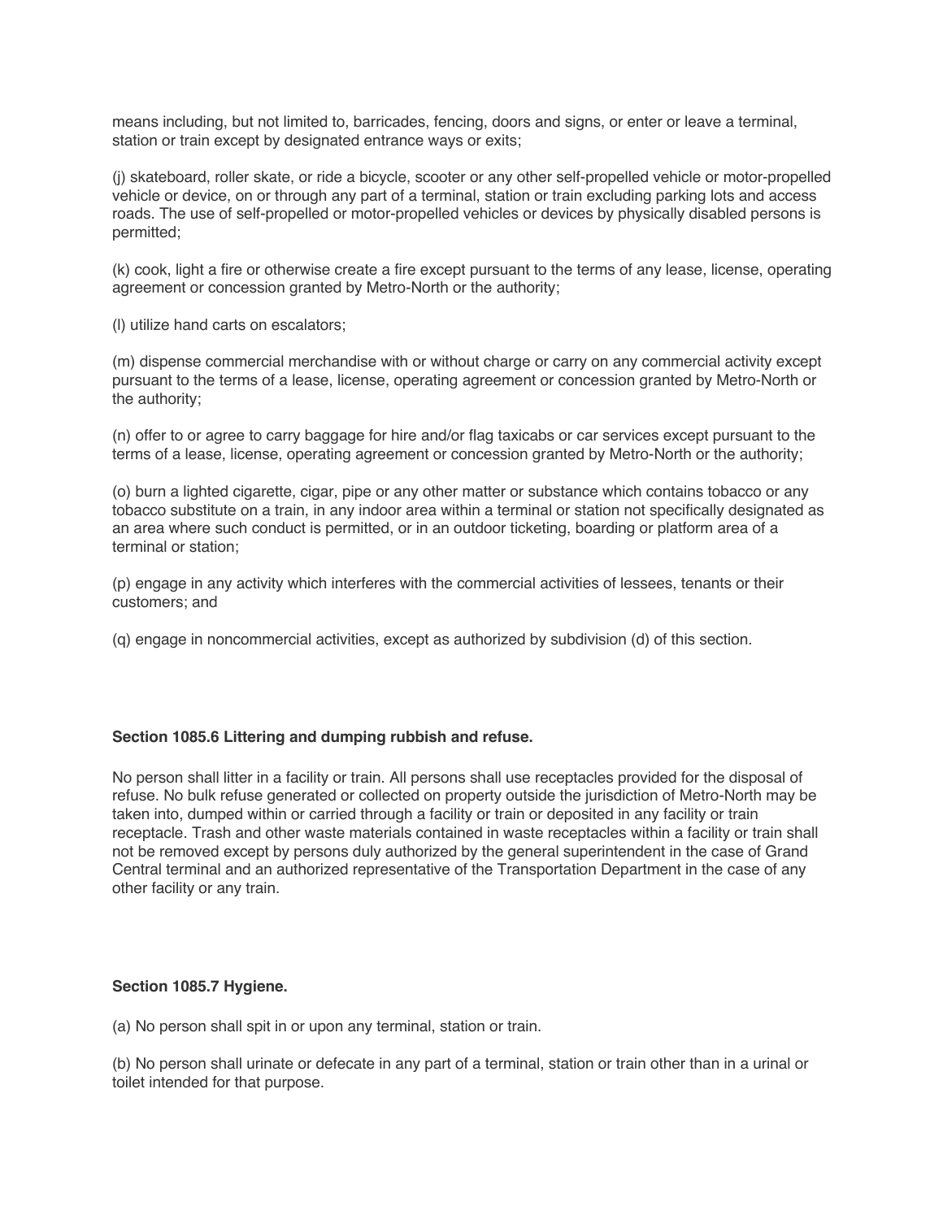means including, but not limited to, barricades, fencing, doors and signs, or enter or leave a terminal, station or train except by designated entrance ways or exits;

(j) skateboard, roller skate, or ride a bicycle, scooter or any other self-propelled vehicle or motor-propelled vehicle or device, on or through any part of a terminal, station or train excluding parking lots and access roads. The use of self-propelled or motor-propelled vehicles or devices by physically disabled persons is permitted;

(k) cook, light a fire or otherwise create a fire except pursuant to the terms of any lease, license, operating agreement or concession granted by Metro-North or the authority;

(l) utilize hand carts on escalators;

(m) dispense commercial merchandise with or without charge or carry on any commercial activity except pursuant to the terms of a lease, license, operating agreement or concession granted by Metro-North or the authority;

(n) offer to or agree to carry baggage for hire and/or flag taxicabs or car services except pursuant to the terms of a lease, license, operating agreement or concession granted by Metro-North or the authority;

(o) burn a lighted cigarette, cigar, pipe or any other matter or substance which contains tobacco or any tobacco substitute on a train, in any indoor area within a terminal or station not specifically designated as an area where such conduct is permitted, or in an outdoor ticketing, boarding or platform area of a terminal or station;

(p) engage in any activity which interferes with the commercial activities of lessees, tenants or their customers; and

(q) engage in noncommercial activities, except as authorized by subdivision (d) of this section.

**Section 1085.6 Littering and dumping rubbish and refuse.**

No person shall litter in a facility or train. All persons shall use receptacles provided for the disposal of refuse. No bulk refuse generated or collected on property outside the jurisdiction of Metro-North may be taken into, dumped within or carried through a facility or train or deposited in any facility or train receptacle. Trash and other waste materials contained in waste receptacles within a facility or train shall not be removed except by persons duly authorized by the general superintendent in the case of Grand Central terminal and an authorized representative of the Transportation Department in the case of any other facility or any train.

**Section 1085.7 Hygiene.**

(a) No person shall spit in or upon any terminal, station or train.

(b) No person shall urinate or defecate in any part of a terminal, station or train other than in a urinal or toilet intended for that purpose.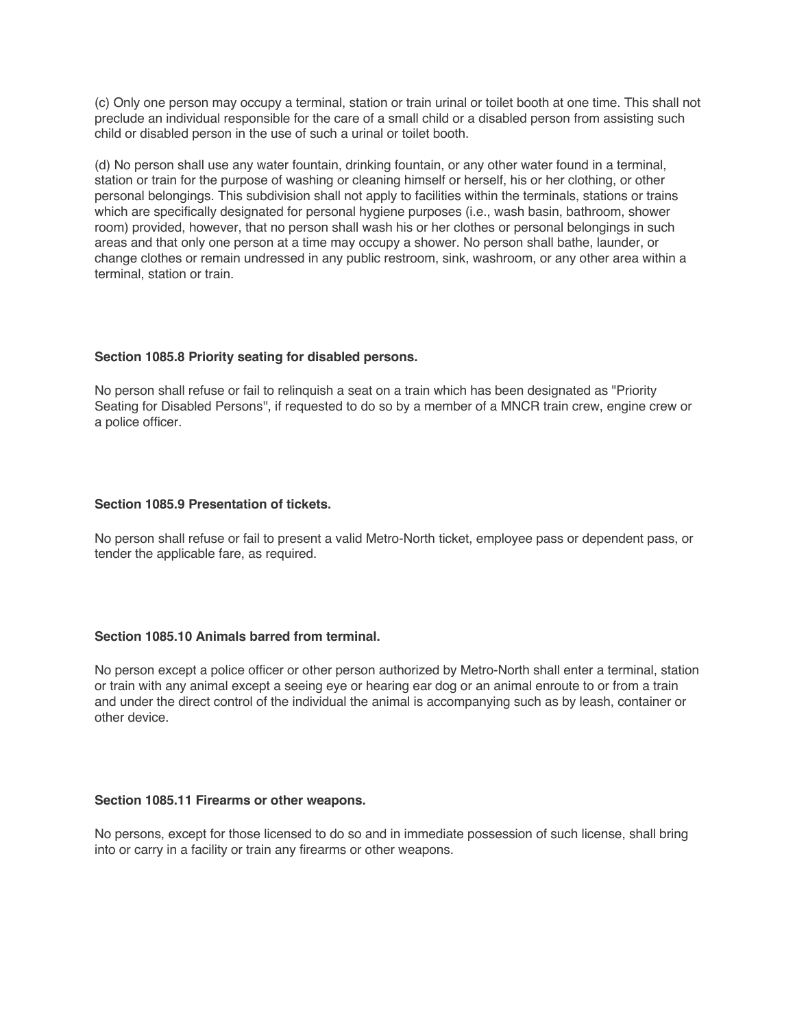(c) Only one person may occupy a terminal, station or train urinal or toilet booth at one time. This shall not preclude an individual responsible for the care of a small child or a disabled person from assisting such child or disabled person in the use of such a urinal or toilet booth.

(d) No person shall use any water fountain, drinking fountain, or any other water found in a terminal, station or train for the purpose of washing or cleaning himself or herself, his or her clothing, or other personal belongings. This subdivision shall not apply to facilities within the terminals, stations or trains which are specifically designated for personal hygiene purposes (i.e., wash basin, bathroom, shower room) provided, however, that no person shall wash his or her clothes or personal belongings in such areas and that only one person at a time may occupy a shower. No person shall bathe, launder, or change clothes or remain undressed in any public restroom, sink, washroom, or any other area within a terminal, station or train.

**Section 1085.8 Priority seating for disabled persons.**

No person shall refuse or fail to relinquish a seat on a train which has been designated as "Priority Seating for Disabled Persons", if requested to do so by a member of a MNCR train crew, engine crew or a police officer.

**Section 1085.9 Presentation of tickets.**

No person shall refuse or fail to present a valid Metro-North ticket, employee pass or dependent pass, or tender the applicable fare, as required.

**Section 1085.10 Animals barred from terminal.**

No person except a police officer or other person authorized by Metro-North shall enter a terminal, station or train with any animal except a seeing eye or hearing ear dog or an animal enroute to or from a train and under the direct control of the individual the animal is accompanying such as by leash, container or other device.

**Section 1085.11 Firearms or other weapons.**

No persons, except for those licensed to do so and in immediate possession of such license, shall bring into or carry in a facility or train any firearms or other weapons.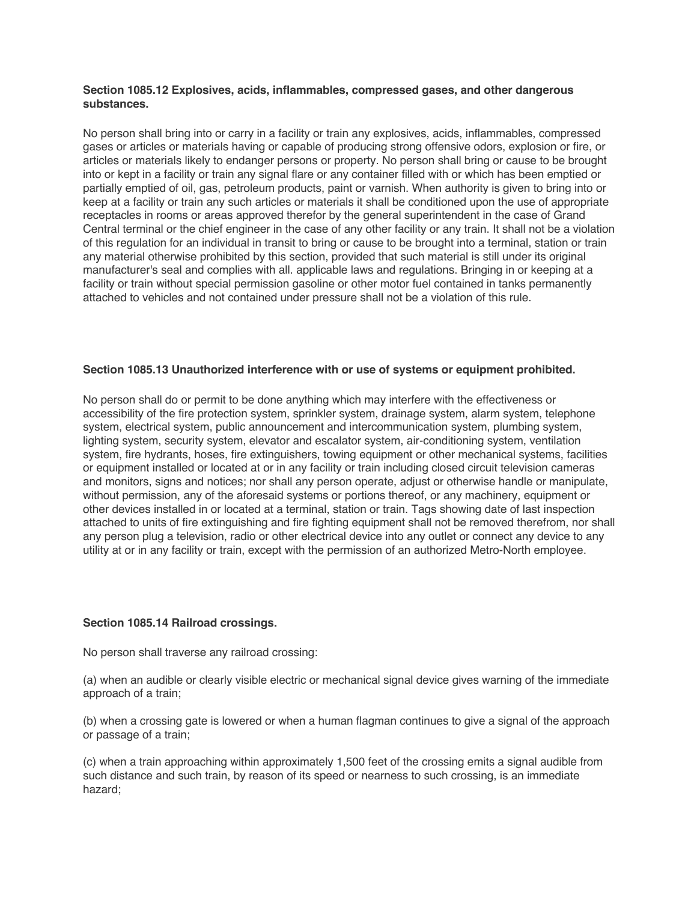**Section 1085.12 Explosives, acids, inflammables, compressed gases, and other dangerous substances.**

No person shall bring into or carry in a facility or train any explosives, acids, inflammables, compressed gases or articles or materials having or capable of producing strong offensive odors, explosion or fire, or articles or materials likely to endanger persons or property. No person shall bring or cause to be brought into or kept in a facility or train any signal flare or any container filled with or which has been emptied or partially emptied of oil, gas, petroleum products, paint or varnish. When authority is given to bring into or keep at a facility or train any such articles or materials it shall be conditioned upon the use of appropriate receptacles in rooms or areas approved therefor by the general superintendent in the case of Grand Central terminal or the chief engineer in the case of any other facility or any train. It shall not be a violation of this regulation for an individual in transit to bring or cause to be brought into a terminal, station or train any material otherwise prohibited by this section, provided that such material is still under its original manufacturer's seal and complies with all. applicable laws and regulations. Bringing in or keeping at a facility or train without special permission gasoline or other motor fuel contained in tanks permanently attached to vehicles and not contained under pressure shall not be a violation of this rule.

**Section 1085.13 Unauthorized interference with or use of systems or equipment prohibited.**

No person shall do or permit to be done anything which may interfere with the effectiveness or accessibility of the fire protection system, sprinkler system, drainage system, alarm system, telephone system, electrical system, public announcement and intercommunication system, plumbing system, lighting system, security system, elevator and escalator system, air-conditioning system, ventilation system, fire hydrants, hoses, fire extinguishers, towing equipment or other mechanical systems, facilities or equipment installed or located at or in any facility or train including closed circuit television cameras and monitors, signs and notices; nor shall any person operate, adjust or otherwise handle or manipulate, without permission, any of the aforesaid systems or portions thereof, or any machinery, equipment or other devices installed in or located at a terminal, station or train. Tags showing date of last inspection attached to units of fire extinguishing and fire fighting equipment shall not be removed therefrom, nor shall any person plug a television, radio or other electrical device into any outlet or connect any device to any utility at or in any facility or train, except with the permission of an authorized Metro-North employee.

**Section 1085.14 Railroad crossings.**

No person shall traverse any railroad crossing:

(a) when an audible or clearly visible electric or mechanical signal device gives warning of the immediate approach of a train;

(b) when a crossing gate is lowered or when a human flagman continues to give a signal of the approach or passage of a train;

(c) when a train approaching within approximately 1,500 feet of the crossing emits a signal audible from such distance and such train, by reason of its speed or nearness to such crossing, is an immediate hazard;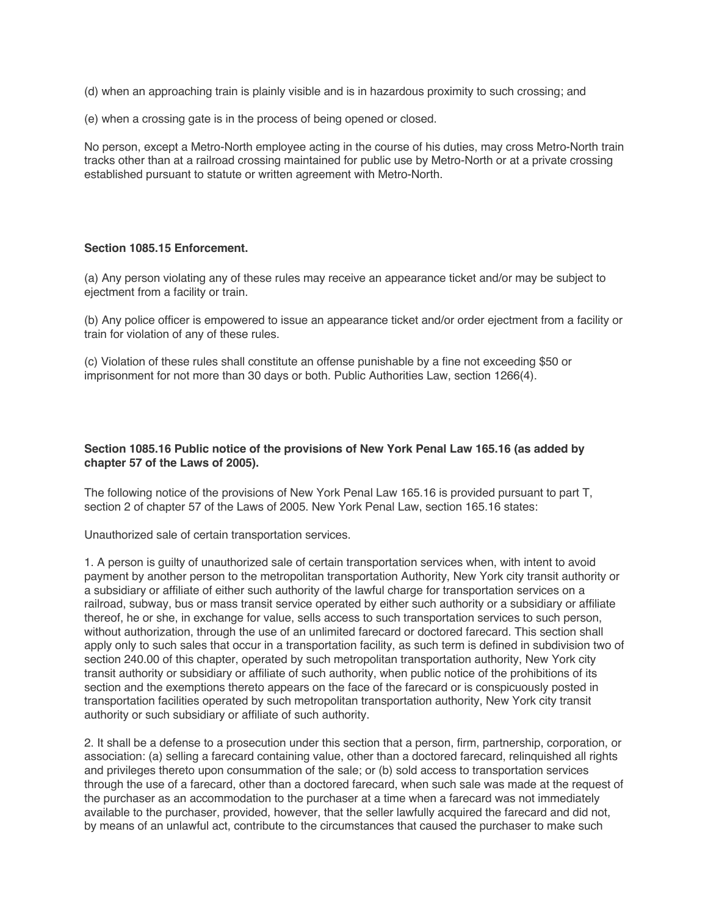(d) when an approaching train is plainly visible and is in hazardous proximity to such crossing; and

(e) when a crossing gate is in the process of being opened or closed.

No person, except a Metro-North employee acting in the course of his duties, may cross Metro-North train tracks other than at a railroad crossing maintained for public use by Metro-North or at a private crossing established pursuant to statute or written agreement with Metro-North.

**Section 1085.15 Enforcement.**

(a) Any person violating any of these rules may receive an appearance ticket and/or may be subject to ejectment from a facility or train.

(b) Any police officer is empowered to issue an appearance ticket and/or order ejectment from a facility or train for violation of any of these rules.

(c) Violation of these rules shall constitute an offense punishable by a fine not exceeding $50 or imprisonment for not more than 30 days or both. Public Authorities Law, section 1266(4).

**Section 1085.16 Public notice of the provisions of New York Penal Law 165.16 (as added by chapter 57 of the Laws of 2005).**

The following notice of the provisions of New York Penal Law 165.16 is provided pursuant to part T, section 2 of chapter 57 of the Laws of 2005. New York Penal Law, section 165.16 states:

Unauthorized sale of certain transportation services.

1. A person is guilty of unauthorized sale of certain transportation services when, with intent to avoid payment by another person to the metropolitan transportation Authority, New York city transit authority or a subsidiary or affiliate of either such authority of the lawful charge for transportation services on a railroad, subway, bus or mass transit service operated by either such authority or a subsidiary or affiliate thereof, he or she, in exchange for value, sells access to such transportation services to such person, without authorization, through the use of an unlimited farecard or doctored farecard. This section shall apply only to such sales that occur in a transportation facility, as such term is defined in subdivision two of section 240.00 of this chapter, operated by such metropolitan transportation authority, New York city transit authority or subsidiary or affiliate of such authority, when public notice of the prohibitions of its section and the exemptions thereto appears on the face of the farecard or is conspicuously posted in transportation facilities operated by such metropolitan transportation authority, New York city transit authority or such subsidiary or affiliate of such authority.

2. It shall be a defense to a prosecution under this section that a person, firm, partnership, corporation, or association: (a) selling a farecard containing value, other than a doctored farecard, relinquished all rights and privileges thereto upon consummation of the sale; or (b) sold access to transportation services through the use of a farecard, other than a doctored farecard, when such sale was made at the request of the purchaser as an accommodation to the purchaser at a time when a farecard was not immediately available to the purchaser, provided, however, that the seller lawfully acquired the farecard and did not, by means of an unlawful act, contribute to the circumstances that caused the purchaser to make such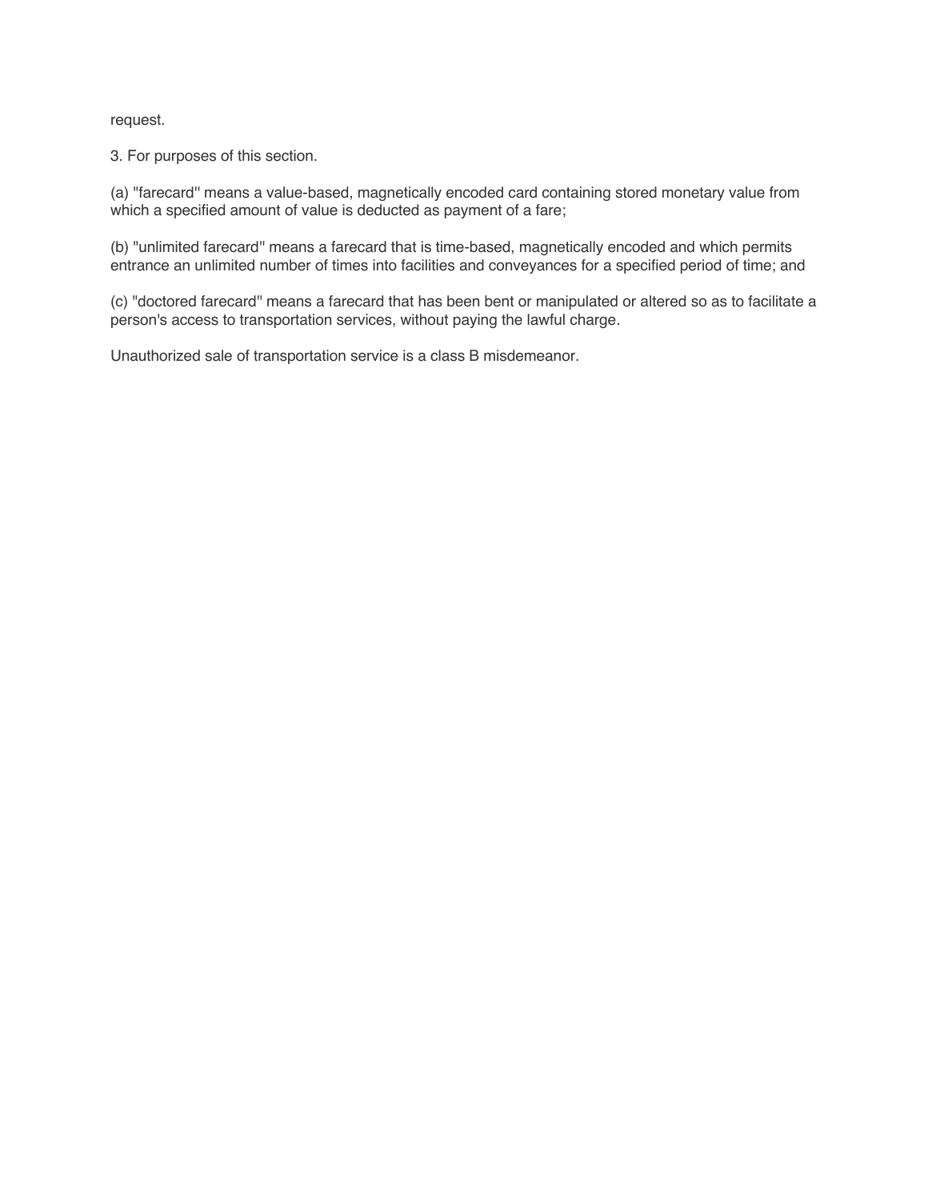request.

3. For purposes of this section.

(a) "farecard" means a value-based, magnetically encoded card containing stored monetary value from which a specified amount of value is deducted as payment of a fare;

(b) "unlimited farecard" means a farecard that is time-based, magnetically encoded and which permits entrance an unlimited number of times into facilities and conveyances for a specified period of time; and

(c) "doctored farecard" means a farecard that has been bent or manipulated or altered so as to facilitate a person's access to transportation services, without paying the lawful charge.

Unauthorized sale of transportation service is a class B misdemeanor.